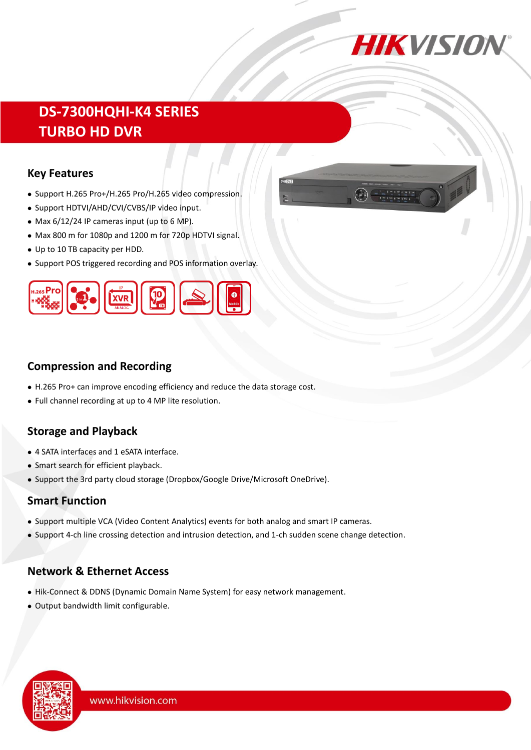# DS-7300HQHI-K4 SERIES
# TURBO HD DVR

## Key Features

- Support H.265 Pro+/H.265 Pro/H.265 video compression.
- Support HDTVI/AHD/CVI/CVBS/IP video input.
- Max 6/12/24 IP cameras input (up to 6 MP).
- Max 800 m for 1080p and 1200 m for 720p HDTVI signal.
- Up to 10 TB capacity per HDD.
- Support POS triggered recording and POS information overlay.

## Compression and Recording

- H.265 Pro+ can improve encoding efficiency and reduce the data storage cost.
- Full channel recording at up to 4 MP lite resolution.

## Storage and Playback

- 4 SATA interfaces and 1 eSATA interface.
- Smart search for efficient playback.
- Support the 3rd party cloud storage (Dropbox/Google Drive/Microsoft OneDrive).

## Smart Function

- Support multiple VCA (Video Content Analytics) events for both analog and smart IP cameras.
- Support 4-ch line crossing detection and intrusion detection, and 1-ch sudden scene change detection.

## Network & Ethernet Access

- Hik-Connect & DDNS (Dynamic Domain Name System) for easy network management.
- Output bandwidth limit configurable.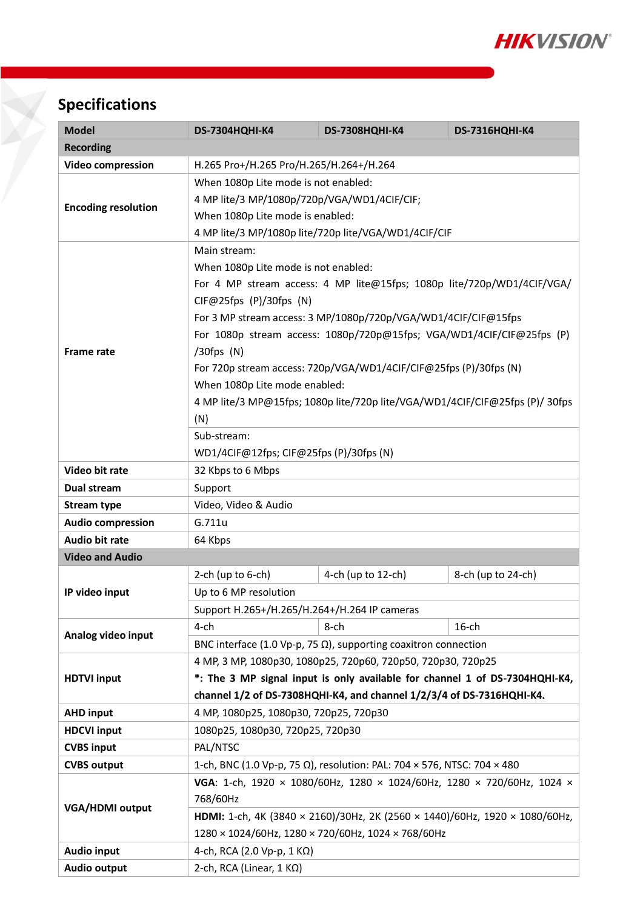## Specifications

| Model | DS-7304HQHI-K4 | DS-7308HQHI-K4 | DS-7316HQHI-K4 |
|---|---|---|---|
| **Recording** | | | |
| **Video compression** | H.265 Pro+/H.265 Pro/H.265/H.264+/H.264 | | |
| **Encoding resolution** | When 1080p Lite mode is not enabled:<br>4 MP lite/3 MP/1080p/720p/VGA/WD1/4CIF/CIF;<br>When 1080p Lite mode is enabled:<br>4 MP lite/3 MP/1080p lite/720p lite/VGA/WD1/4CIF/CIF | | |
| **Frame rate** | Main stream:<br>When 1080p Lite mode is not enabled:<br>For 4 MP stream access: 4 MP lite@15fps; 1080p lite/720p/WD1/4CIF/VGA/CIF@25fps (P)/30fps (N)<br>For 3 MP stream access: 3 MP/1080p/720p/VGA/WD1/4CIF/CIF@15fps<br>For 1080p stream access: 1080p/720p@15fps; VGA/WD1/4CIF/CIF@25fps (P)/30fps (N)<br>For 720p stream access: 720p/VGA/WD1/4CIF/CIF@25fps (P)/30fps (N)<br>When 1080p Lite mode enabled:<br>4 MP lite/3 MP@15fps; 1080p lite/720p lite/VGA/WD1/4CIF/CIF@25fps (P)/ 30fps (N) | | |
| | Sub-stream:<br>WD1/4CIF@12fps; CIF@25fps (P)/30fps (N) | | |
| **Video bit rate** | 32 Kbps to 6 Mbps | | |
| **Dual stream** | Support | | |
| **Stream type** | Video, Video & Audio | | |
| **Audio compression** | G.711u | | |
| **Audio bit rate** | 64 Kbps | | |
| **Video and Audio** | | | |
| **IP video input** | 2-ch (up to 6-ch) | 4-ch (up to 12-ch) | 8-ch (up to 24-ch) |
| | Up to 6 MP resolution | | |
| | Support H.265+/H.265/H.264+/H.264 IP cameras | | |
| **Analog video input** | 4-ch | 8-ch | 16-ch |
| | BNC interface (1.0 Vp-p, 75 Ω), supporting coaxitron connection | | |
| **HDTVI input** | 4 MP, 3 MP, 1080p30, 1080p25, 720p60, 720p50, 720p30, 720p25<br>***: The 3 MP signal input is only available for channel 1 of DS-7304HQHI-K4, channel 1/2 of DS-7308HQHI-K4, and channel 1/2/3/4 of DS-7316HQHI-K4.** | | |
| **AHD input** | 4 MP, 1080p25, 1080p30, 720p25, 720p30 | | |
| **HDCVI input** | 1080p25, 1080p30, 720p25, 720p30 | | |
| **CVBS input** | PAL/NTSC | | |
| **CVBS output** | 1-ch, BNC (1.0 Vp-p, 75 Ω), resolution: PAL: 704 × 576, NTSC: 704 × 480 | | |
| **VGA/HDMI output** | **VGA**: 1-ch, 1920 × 1080/60Hz, 1280 × 1024/60Hz, 1280 × 720/60Hz, 1024 × 768/60Hz | | |
| | **HDMI:** 1-ch, 4K (3840 × 2160)/30Hz, 2K (2560 × 1440)/60Hz, 1920 × 1080/60Hz, 1280 × 1024/60Hz, 1280 × 720/60Hz, 1024 × 768/60Hz | | |
| **Audio input** | 4-ch, RCA (2.0 Vp-p, 1 KΩ) | | |
| **Audio output** | 2-ch, RCA (Linear, 1 KΩ) | | |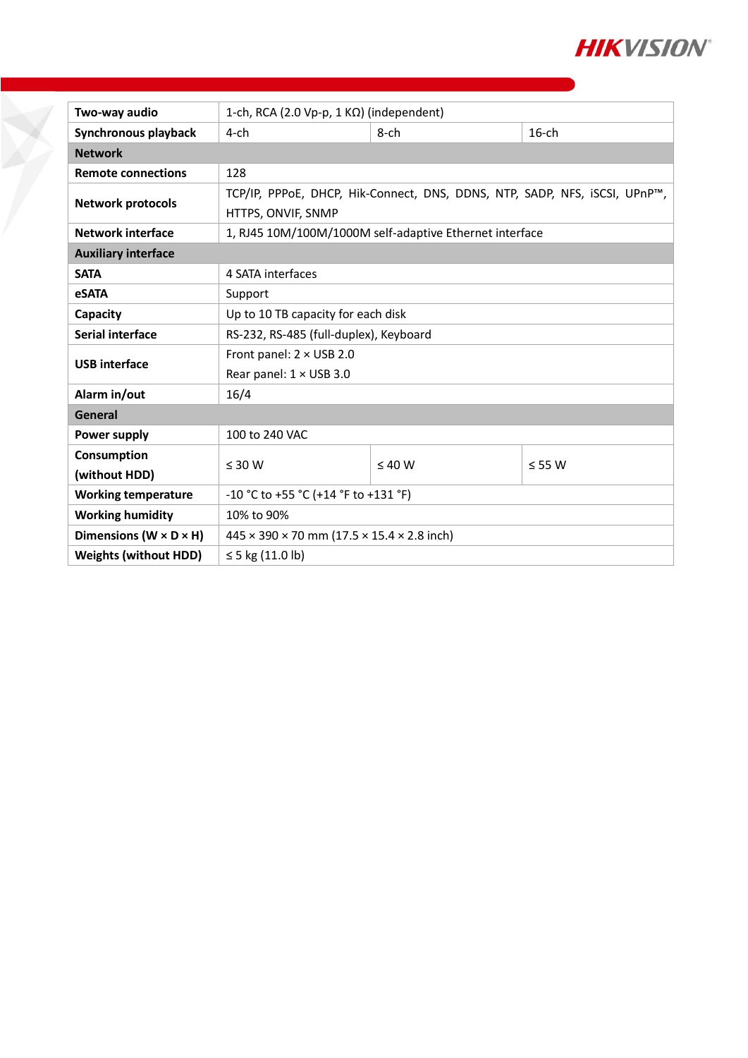| | | | |
|---|---|---|---|
| **Two-way audio** | 1-ch, RCA (2.0 Vp-p, 1 KΩ) (independent) | | |
| **Synchronous playback** | 4-ch | 8-ch | 16-ch |
| **Network** | | | |
| **Remote connections** | 128 | | |
| **Network protocols** | TCP/IP, PPPoE, DHCP, Hik-Connect, DNS, DDNS, NTP, SADP, NFS, iSCSI, UPnP™, HTTPS, ONVIF, SNMP | | |
| **Network interface** | 1, RJ45 10M/100M/1000M self-adaptive Ethernet interface | | |
| **Auxiliary interface** | | | |
| **SATA** | 4 SATA interfaces | | |
| **eSATA** | Support | | |
| **Capacity** | Up to 10 TB capacity for each disk | | |
| **Serial interface** | RS-232, RS-485 (full-duplex), Keyboard | | |
| **USB interface** | Front panel: 2 × USB 2.0<br>Rear panel: 1 × USB 3.0 | | |
| **Alarm in/out** | 16/4 | | |
| **General** | | | |
| **Power supply** | 100 to 240 VAC | | |
| **Consumption (without HDD)** | ≤ 30 W | ≤ 40 W | ≤ 55 W |
| **Working temperature** | -10 °C to +55 °C (+14 °F to +131 °F) | | |
| **Working humidity** | 10% to 90% | | |
| **Dimensions (W × D × H)** | 445 × 390 × 70 mm (17.5 × 15.4 × 2.8 inch) | | |
| **Weights (without HDD)** | ≤ 5 kg (11.0 lb) | | |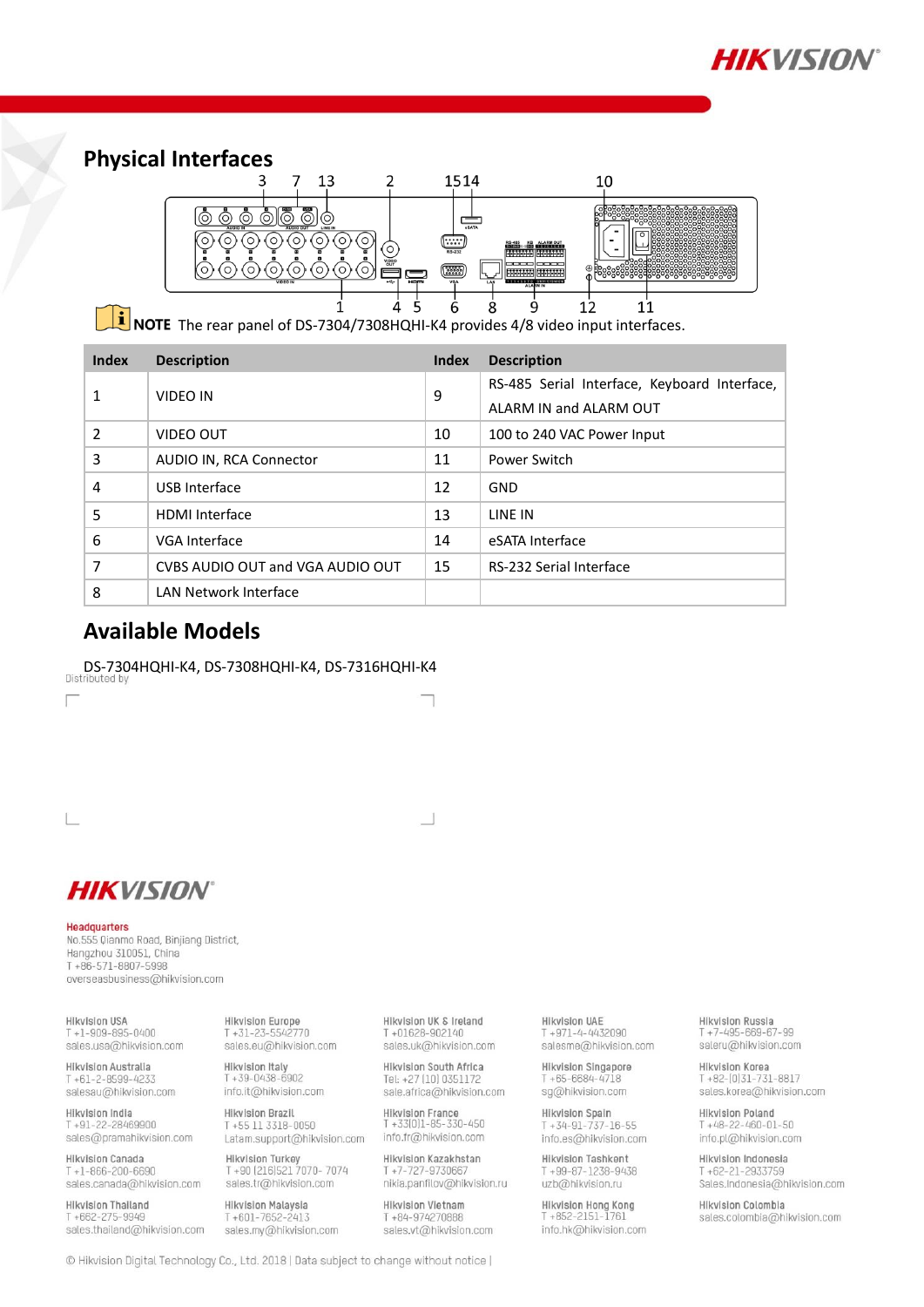## Physical Interfaces

3 7 13 2 15 14 10

1 4 5 6 8 9 12 11

**NOTE** The rear panel of DS-7304/7308HQHI-K4 provides 4/8 video input interfaces.

| Index | Description | Index | Description |
|---|---|---|---|
| 1 | VIDEO IN | 9 | RS-485 Serial Interface, Keyboard Interface, ALARM IN and ALARM OUT |
| 2 | VIDEO OUT | 10 | 100 to 240 VAC Power Input |
| 3 | AUDIO IN, RCA Connector | 11 | Power Switch |
| 4 | USB Interface | 12 | GND |
| 5 | HDMI Interface | 13 | LINE IN |
| 6 | VGA Interface | 14 | eSATA Interface |
| 7 | CVBS AUDIO OUT and VGA AUDIO OUT | 15 | RS-232 Serial Interface |
| 8 | LAN Network Interface | | |

## Available Models

DS-7304HQHI-K4, DS-7308HQHI-K4, DS-7316HQHI-K4

Distributed by

**HIKVISION**

**Headquarters**
No.555 Qianmo Road, Binjiang District,
Hangzhou 310051, China
T +86-571-8807-5998
overseasbusiness@hikvision.com

Hikvision USA
T +1-909-895-0400
sales.usa@hikvision.com

Hikvision Australia
T +61-2-8599-4233
salesau@hikvision.com

Hikvision India
T +91-22-28469900
sales@pramahikvision.com

Hikvision Canada
T +1-866-200-6690
sales.canada@hikvision.com

Hikvision Thailand
T +662-275-9949
sales.thailand@hikvision.com

Hikvision Europe
T +31-23-5542770
sales.eu@hikvision.com

Hikvision Italy
T +39-0438-6902
info.it@hikvision.com

Hikvision Brazil
T +55 11 3318-0050
Latam.support@hikvision.com

Hikvision Turkey
T +90 (216)521 7070- 7074
sales.tr@hikvision.com

Hikvision Malaysia
T +601-7652-2413
sales.my@hikvision.com

Hikvision UK & Ireland
T +01628-902140
sales.uk@hikvision.com

Hikvision South Africa
Tel: +27 (10) 0351172
sale.africa@hikvision.com

Hikvision France
T +33(0)1-85-330-450
info.fr@hikvision.com

Hikvision Kazakhstan
T +7-727-9730667
nikla.panfilov@hikvision.ru

Hikvision Vietnam
T +84-974270888
sales.vt@hikvision.com

Hikvision UAE
T +971-4-4432090
salesme@hikvision.com

Hikvision Singapore
T +65-6684-4718
sg@hikvision.com

Hikvision Spain
T +34-91-737-16-55
info.es@hikvision.com

Hikvision Tashkent
T +99-87-1238-9438
uzb@hikvision.ru

Hikvision Hong Kong
T +852-2151-1761
info.hk@hikvision.com

Hikvision Russia
T +7-495-669-67-99
saleru@hikvision.com

Hikvision Korea
T +82-(0)31-731-8817
sales.korea@hikvision.com

Hikvision Poland
T +48-22-460-01-50
info.pl@hikvision.com

Hikvision Indonesia
T +62-21-2933759
Sales.Indonesia@hikvision.com

Hikvision Colombia
sales.colombia@hikvision.com

© Hikvision Digital Technology Co., Ltd. 2018 | Data subject to change without notice |